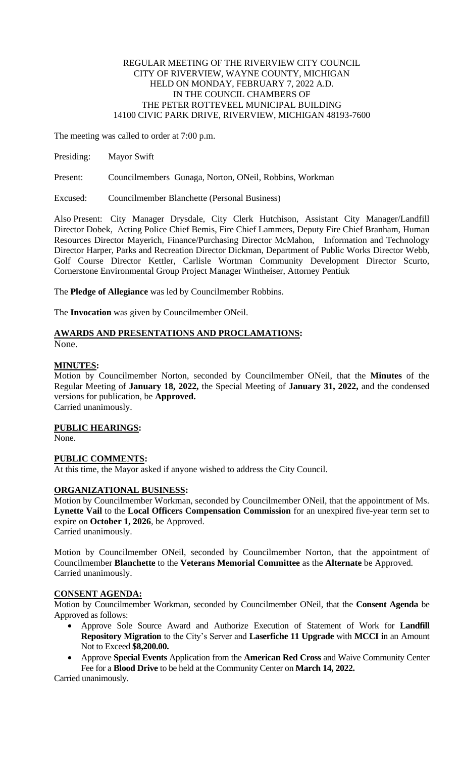REGULAR MEETING OF THE RIVERVIEW CITY COUNCIL
CITY OF RIVERVIEW, WAYNE COUNTY, MICHIGAN
HELD ON MONDAY, FEBRUARY 7, 2022 A.D.
IN THE COUNCIL CHAMBERS OF
THE PETER ROTTEVEEL MUNICIPAL BUILDING
14100 CIVIC PARK DRIVE, RIVERVIEW, MICHIGAN 48193-7600

The meeting was called to order at 7:00 p.m.

Presiding: Mayor Swift

Present: Councilmembers Gunaga, Norton, ONeil, Robbins, Workman

Excused: Councilmember Blanchette (Personal Business)

Also Present: City Manager Drysdale, City Clerk Hutchison, Assistant City Manager/Landfill Director Dobek, Acting Police Chief Bemis, Fire Chief Lammers, Deputy Fire Chief Branham, Human Resources Director Mayerich, Finance/Purchasing Director McMahon, Information and Technology Director Harper, Parks and Recreation Director Dickman, Department of Public Works Director Webb, Golf Course Director Kettler, Carlisle Wortman Community Development Director Scurto, Cornerstone Environmental Group Project Manager Wintheiser, Attorney Pentiuk

The **Pledge of Allegiance** was led by Councilmember Robbins.

The **Invocation** was given by Councilmember ONeil.

**AWARDS AND PRESENTATIONS AND PROCLAMATIONS:**
None.

**MINUTES:**
Motion by Councilmember Norton, seconded by Councilmember ONeil, that the **Minutes** of the Regular Meeting of **January 18, 2022,** the Special Meeting of **January 31, 2022,** and the condensed versions for publication, be **Approved.**
Carried unanimously.

**PUBLIC HEARINGS:**
None.

**PUBLIC COMMENTS:**
At this time, the Mayor asked if anyone wished to address the City Council.

**ORGANIZATIONAL BUSINESS:**
Motion by Councilmember Workman, seconded by Councilmember ONeil, that the appointment of Ms. **Lynette Vail** to the **Local Officers Compensation Commission** for an unexpired five-year term set to expire on **October 1, 2026**, be Approved.
Carried unanimously.

Motion by Councilmember ONeil, seconded by Councilmember Norton, that the appointment of Councilmember **Blanchette** to the **Veterans Memorial Committee** as the **Alternate** be Approved.
Carried unanimously.

**CONSENT AGENDA:**
Motion by Councilmember Workman, seconded by Councilmember ONeil, that the **Consent Agenda** be Approved as follows:

- Approve Sole Source Award and Authorize Execution of Statement of Work for **Landfill Repository Migration** to the City's Server and **Laserfiche 11 Upgrade** with **MCCI i**n an Amount Not to Exceed **$8,200.00.**
- Approve **Special Events** Application from the **American Red Cross** and Waive Community Center Fee for a **Blood Drive** to be held at the Community Center on **March 14, 2022.**

Carried unanimously.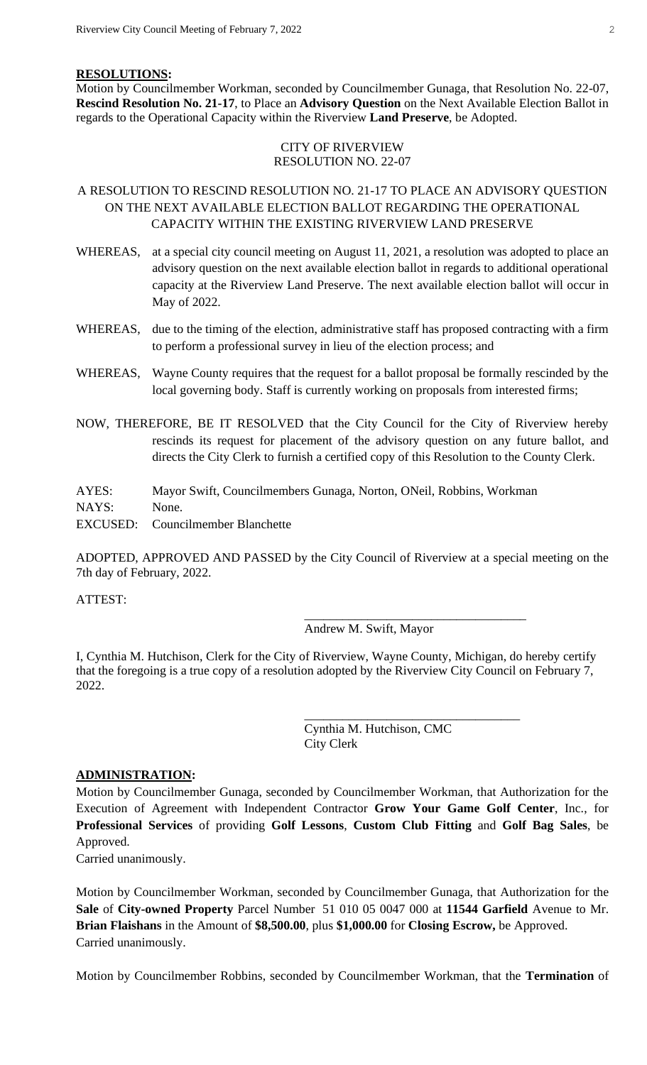**RESOLUTIONS:**

Motion by Councilmember Workman, seconded by Councilmember Gunaga, that Resolution No. 22-07, **Rescind Resolution No. 21-17**, to Place an **Advisory Question** on the Next Available Election Ballot in regards to the Operational Capacity within the Riverview **Land Preserve**, be Adopted.

CITY OF RIVERVIEW
RESOLUTION NO. 22-07

A RESOLUTION TO RESCIND RESOLUTION NO. 21-17 TO PLACE AN ADVISORY QUESTION ON THE NEXT AVAILABLE ELECTION BALLOT REGARDING THE OPERATIONAL CAPACITY WITHIN THE EXISTING RIVERVIEW LAND PRESERVE

WHEREAS, at a special city council meeting on August 11, 2021, a resolution was adopted to place an advisory question on the next available election ballot in regards to additional operational capacity at the Riverview Land Preserve. The next available election ballot will occur in May of 2022.

WHEREAS, due to the timing of the election, administrative staff has proposed contracting with a firm to perform a professional survey in lieu of the election process; and

WHEREAS, Wayne County requires that the request for a ballot proposal be formally rescinded by the local governing body. Staff is currently working on proposals from interested firms;

NOW, THEREFORE, BE IT RESOLVED that the City Council for the City of Riverview hereby rescinds its request for placement of the advisory question on any future ballot, and directs the City Clerk to furnish a certified copy of this Resolution to the County Clerk.

AYES: Mayor Swift, Councilmembers Gunaga, Norton, ONeil, Robbins, Workman
NAYS: None.
EXCUSED: Councilmember Blanchette

ADOPTED, APPROVED AND PASSED by the City Council of Riverview at a special meeting on the 7th day of February, 2022.

ATTEST:

\_\_\_\_\_\_\_\_\_\_\_\_\_\_\_\_\_\_\_\_\_\_\_\_\_\_\_\_\_\_\_\_\_\_
Andrew M. Swift, Mayor

I, Cynthia M. Hutchison, Clerk for the City of Riverview, Wayne County, Michigan, do hereby certify that the foregoing is a true copy of a resolution adopted by the Riverview City Council on February 7, 2022.

\_\_\_\_\_\_\_\_\_\_\_\_\_\_\_\_\_\_\_\_\_\_\_\_\_\_\_\_\_\_\_\_\_\_
Cynthia M. Hutchison, CMC
City Clerk

**ADMINISTRATION:**

Motion by Councilmember Gunaga, seconded by Councilmember Workman, that Authorization for the Execution of Agreement with Independent Contractor **Grow Your Game Golf Center**, Inc., for **Professional Services** of providing **Golf Lessons**, **Custom Club Fitting** and **Golf Bag Sales**, be Approved.
Carried unanimously.

Motion by Councilmember Workman, seconded by Councilmember Gunaga, that Authorization for the **Sale** of **City-owned Property** Parcel Number 51 010 05 0047 000 at **11544 Garfield** Avenue to Mr. **Brian Flaishans** in the Amount of **$8,500.00**, plus **$1,000.00** for **Closing Escrow,** be Approved.
Carried unanimously.

Motion by Councilmember Robbins, seconded by Councilmember Workman, that the **Termination** of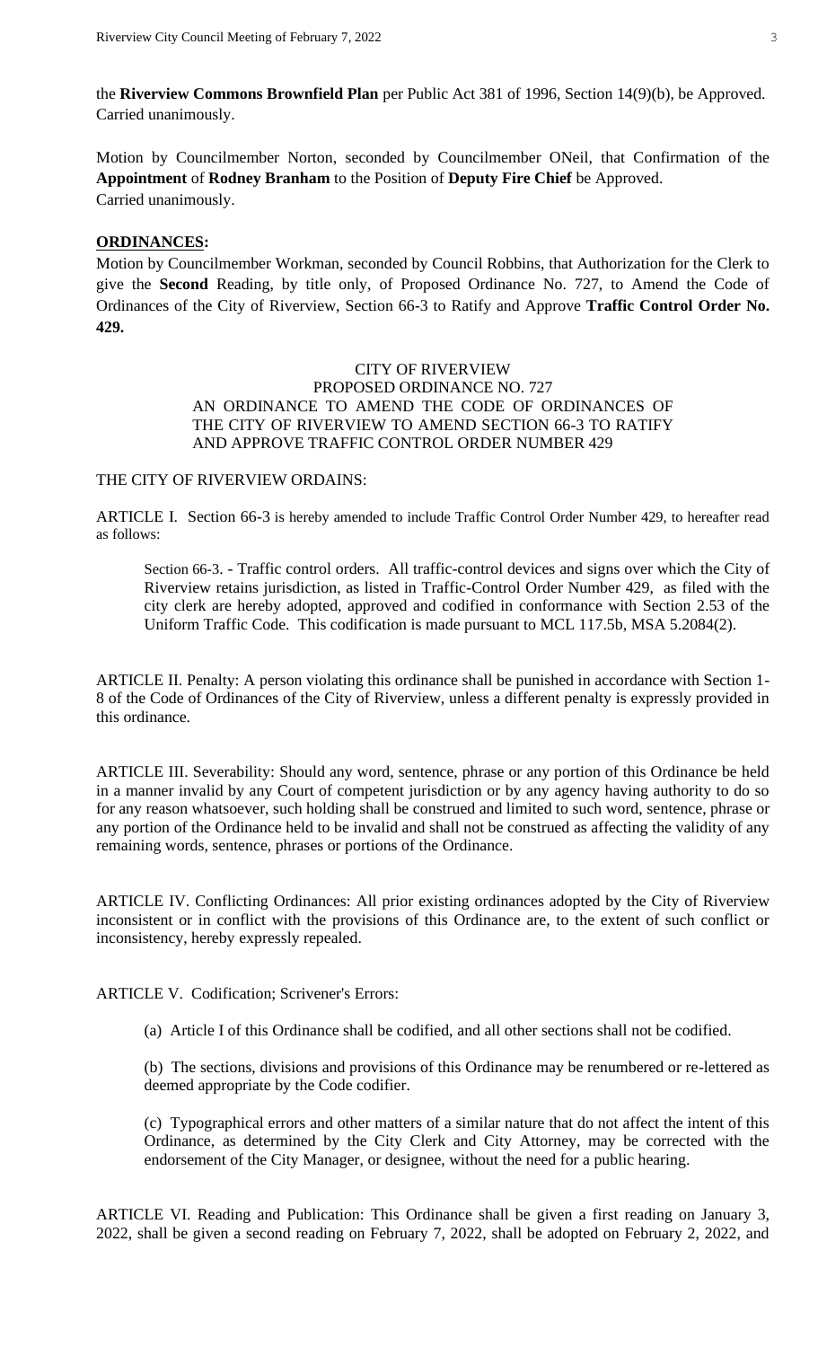the **Riverview Commons Brownfield Plan** per Public Act 381 of 1996, Section 14(9)(b), be Approved.
Carried unanimously.

Motion by Councilmember Norton, seconded by Councilmember ONeil, that Confirmation of the **Appointment** of **Rodney Branham** to the Position of **Deputy Fire Chief** be Approved.
Carried unanimously.

**ORDINANCES:**

Motion by Councilmember Workman, seconded by Council Robbins, that Authorization for the Clerk to give the **Second** Reading, by title only, of Proposed Ordinance No. 727, to Amend the Code of Ordinances of the City of Riverview, Section 66-3 to Ratify and Approve **Traffic Control Order No. 429.**

CITY OF RIVERVIEW
PROPOSED ORDINANCE NO. 727
AN ORDINANCE TO AMEND THE CODE OF ORDINANCES OF THE CITY OF RIVERVIEW TO AMEND SECTION 66-3 TO RATIFY AND APPROVE TRAFFIC CONTROL ORDER NUMBER 429

THE CITY OF RIVERVIEW ORDAINS:

ARTICLE I. Section 66-3 is hereby amended to include Traffic Control Order Number 429, to hereafter read as follows:

> Section 66-3. - Traffic control orders. All traffic-control devices and signs over which the City of Riverview retains jurisdiction, as listed in Traffic-Control Order Number 429, as filed with the city clerk are hereby adopted, approved and codified in conformance with Section 2.53 of the Uniform Traffic Code. This codification is made pursuant to MCL 117.5b, MSA 5.2084(2).

ARTICLE II. Penalty: A person violating this ordinance shall be punished in accordance with Section 1-8 of the Code of Ordinances of the City of Riverview, unless a different penalty is expressly provided in this ordinance.

ARTICLE III. Severability: Should any word, sentence, phrase or any portion of this Ordinance be held in a manner invalid by any Court of competent jurisdiction or by any agency having authority to do so for any reason whatsoever, such holding shall be construed and limited to such word, sentence, phrase or any portion of the Ordinance held to be invalid and shall not be construed as affecting the validity of any remaining words, sentence, phrases or portions of the Ordinance.

ARTICLE IV. Conflicting Ordinances: All prior existing ordinances adopted by the City of Riverview inconsistent or in conflict with the provisions of this Ordinance are, to the extent of such conflict or inconsistency, hereby expressly repealed.

ARTICLE V. Codification; Scrivener's Errors:

(a) Article I of this Ordinance shall be codified, and all other sections shall not be codified.

(b) The sections, divisions and provisions of this Ordinance may be renumbered or re-lettered as deemed appropriate by the Code codifier.

(c) Typographical errors and other matters of a similar nature that do not affect the intent of this Ordinance, as determined by the City Clerk and City Attorney, may be corrected with the endorsement of the City Manager, or designee, without the need for a public hearing.

ARTICLE VI. Reading and Publication: This Ordinance shall be given a first reading on January 3, 2022, shall be given a second reading on February 7, 2022, shall be adopted on February 2, 2022, and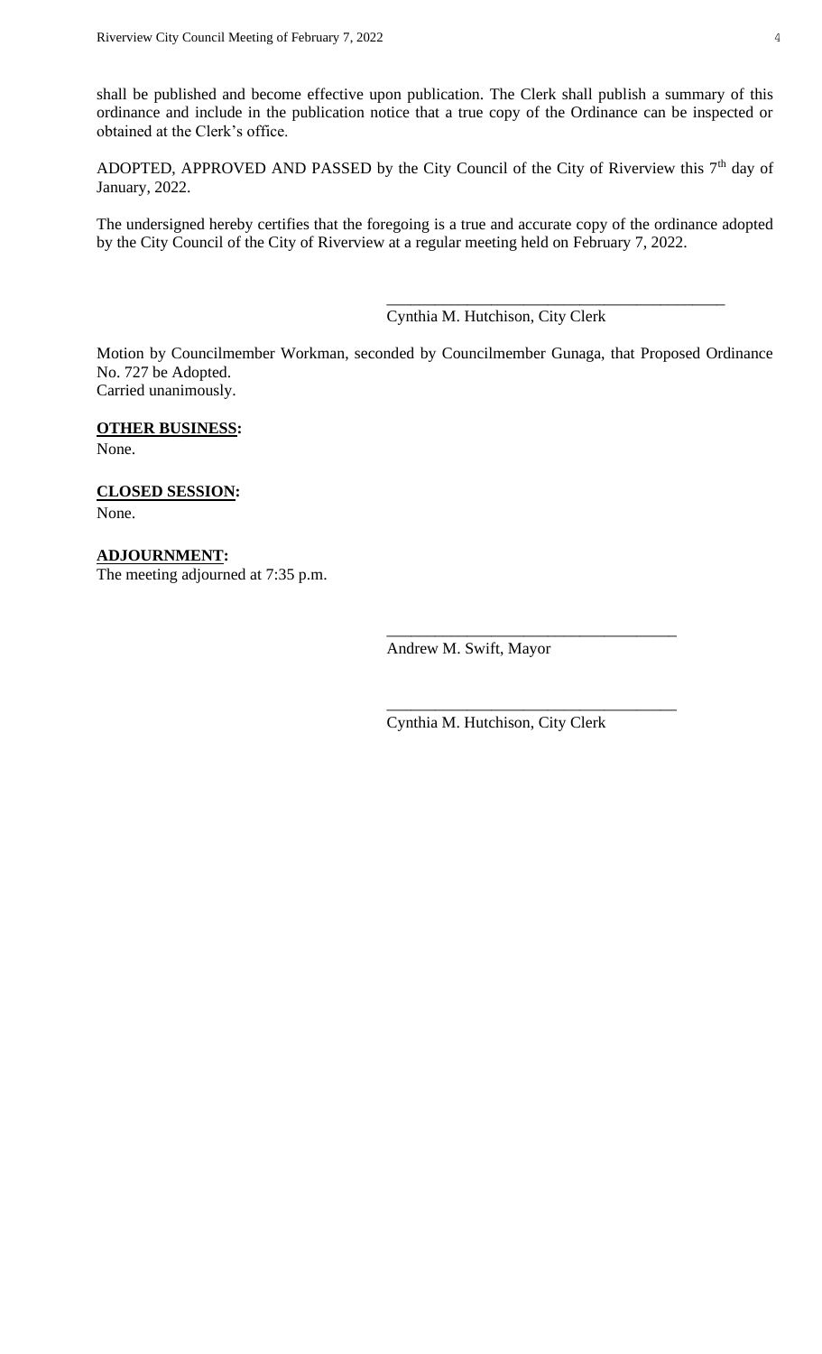shall be published and become effective upon publication. The Clerk shall publish a summary of this ordinance and include in the publication notice that a true copy of the Ordinance can be inspected or obtained at the Clerk's office.

ADOPTED, APPROVED AND PASSED by the City Council of the City of Riverview this 7th day of January, 2022.

The undersigned hereby certifies that the foregoing is a true and accurate copy of the ordinance adopted by the City Council of the City of Riverview at a regular meeting held on February 7, 2022.

\_\_\_\_\_\_\_\_\_\_\_\_\_\_\_\_\_\_\_\_\_\_\_\_\_\_\_\_\_\_\_\_\_\_\_\_\_\_\_\_\_\_\_\_
Cynthia M. Hutchison, City Clerk

Motion by Councilmember Workman, seconded by Councilmember Gunaga, that Proposed Ordinance No. 727 be Adopted.
Carried unanimously.

**OTHER BUSINESS:**
None.

**CLOSED SESSION:**
None.

**ADJOURNMENT:**
The meeting adjourned at 7:35 p.m.

\_\_\_\_\_\_\_\_\_\_\_\_\_\_\_\_\_\_\_\_\_\_\_\_\_\_\_\_\_\_\_\_\_\_\_\_\_\_
Andrew M. Swift, Mayor

\_\_\_\_\_\_\_\_\_\_\_\_\_\_\_\_\_\_\_\_\_\_\_\_\_\_\_\_\_\_\_\_\_\_\_\_\_\_
Cynthia M. Hutchison, City Clerk